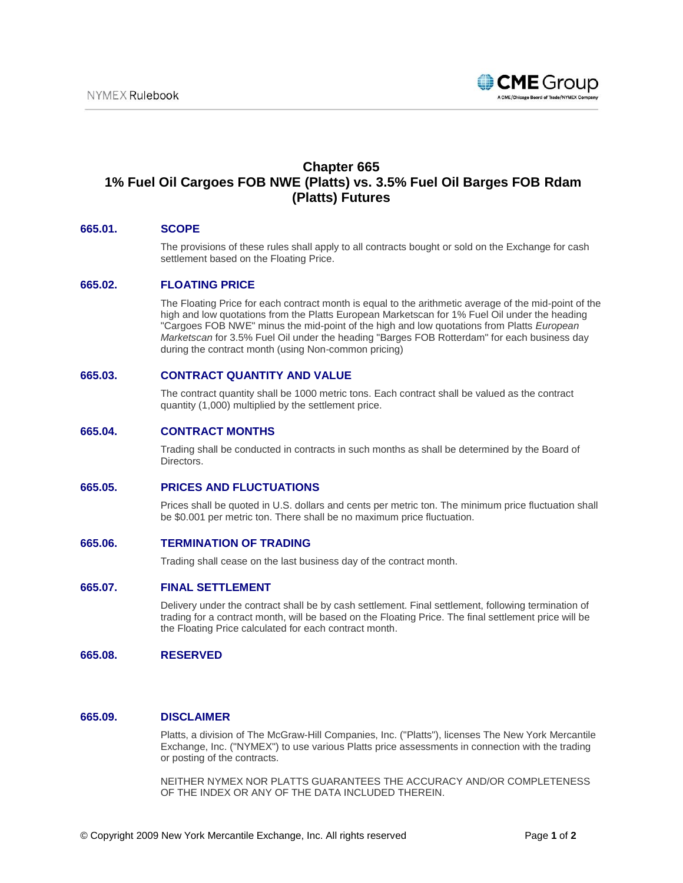# Chapter 665
# 1% Fuel Oil Cargoes FOB NWE (Platts) vs. 3.5% Fuel Oil Barges FOB Rdam (Platts) Futures

## 665.01. SCOPE

The provisions of these rules shall apply to all contracts bought or sold on the Exchange for cash settlement based on the Floating Price.

## 665.02. FLOATING PRICE

The Floating Price for each contract month is equal to the arithmetic average of the mid-point of the high and low quotations from the Platts European Marketscan for 1% Fuel Oil under the heading "Cargoes FOB NWE" minus the mid-point of the high and low quotations from Platts *European Marketscan* for 3.5% Fuel Oil under the heading "Barges FOB Rotterdam" for each business day during the contract month (using Non-common pricing)

## 665.03. CONTRACT QUANTITY AND VALUE

The contract quantity shall be 1000 metric tons. Each contract shall be valued as the contract quantity (1,000) multiplied by the settlement price.

## 665.04. CONTRACT MONTHS

Trading shall be conducted in contracts in such months as shall be determined by the Board of Directors.

## 665.05. PRICES AND FLUCTUATIONS

Prices shall be quoted in U.S. dollars and cents per metric ton. The minimum price fluctuation shall be $0.001 per metric ton. There shall be no maximum price fluctuation.

## 665.06. TERMINATION OF TRADING

Trading shall cease on the last business day of the contract month.

## 665.07. FINAL SETTLEMENT

Delivery under the contract shall be by cash settlement. Final settlement, following termination of trading for a contract month, will be based on the Floating Price. The final settlement price will be the Floating Price calculated for each contract month.

## 665.08. RESERVED

## 665.09. DISCLAIMER

Platts, a division of The McGraw-Hill Companies, Inc. ("Platts"), licenses The New York Mercantile Exchange, Inc. ("NYMEX") to use various Platts price assessments in connection with the trading or posting of the contracts.

NEITHER NYMEX NOR PLATTS GUARANTEES THE ACCURACY AND/OR COMPLETENESS OF THE INDEX OR ANY OF THE DATA INCLUDED THEREIN.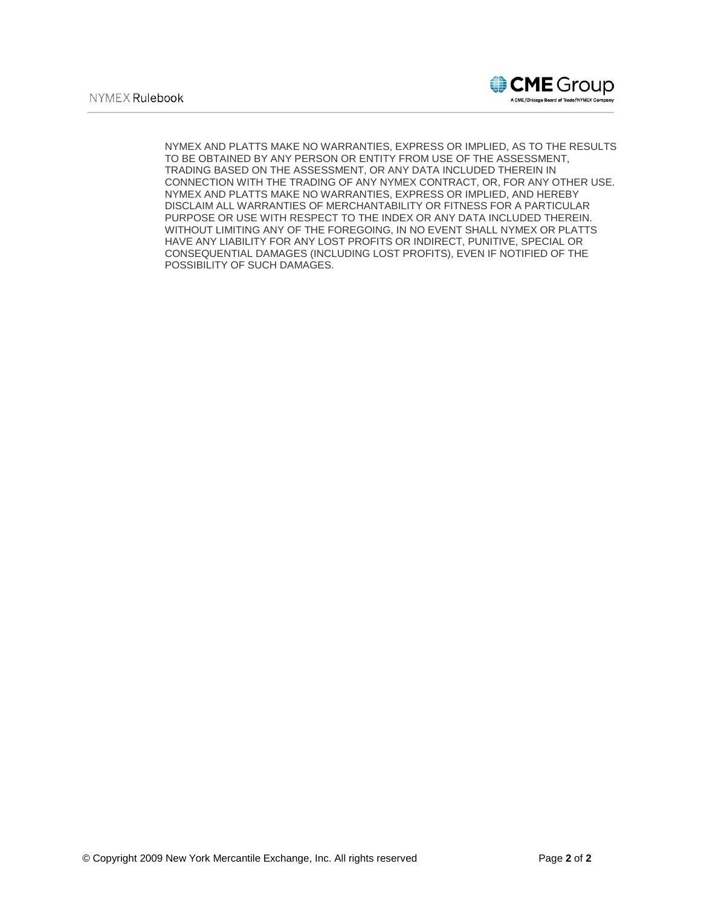NYMEX AND PLATTS MAKE NO WARRANTIES, EXPRESS OR IMPLIED, AS TO THE RESULTS TO BE OBTAINED BY ANY PERSON OR ENTITY FROM USE OF THE ASSESSMENT, TRADING BASED ON THE ASSESSMENT, OR ANY DATA INCLUDED THEREIN IN CONNECTION WITH THE TRADING OF ANY NYMEX CONTRACT, OR, FOR ANY OTHER USE. NYMEX AND PLATTS MAKE NO WARRANTIES, EXPRESS OR IMPLIED, AND HEREBY DISCLAIM ALL WARRANTIES OF MERCHANTABILITY OR FITNESS FOR A PARTICULAR PURPOSE OR USE WITH RESPECT TO THE INDEX OR ANY DATA INCLUDED THEREIN. WITHOUT LIMITING ANY OF THE FOREGOING, IN NO EVENT SHALL NYMEX OR PLATTS HAVE ANY LIABILITY FOR ANY LOST PROFITS OR INDIRECT, PUNITIVE, SPECIAL OR CONSEQUENTIAL DAMAGES (INCLUDING LOST PROFITS), EVEN IF NOTIFIED OF THE POSSIBILITY OF SUCH DAMAGES.